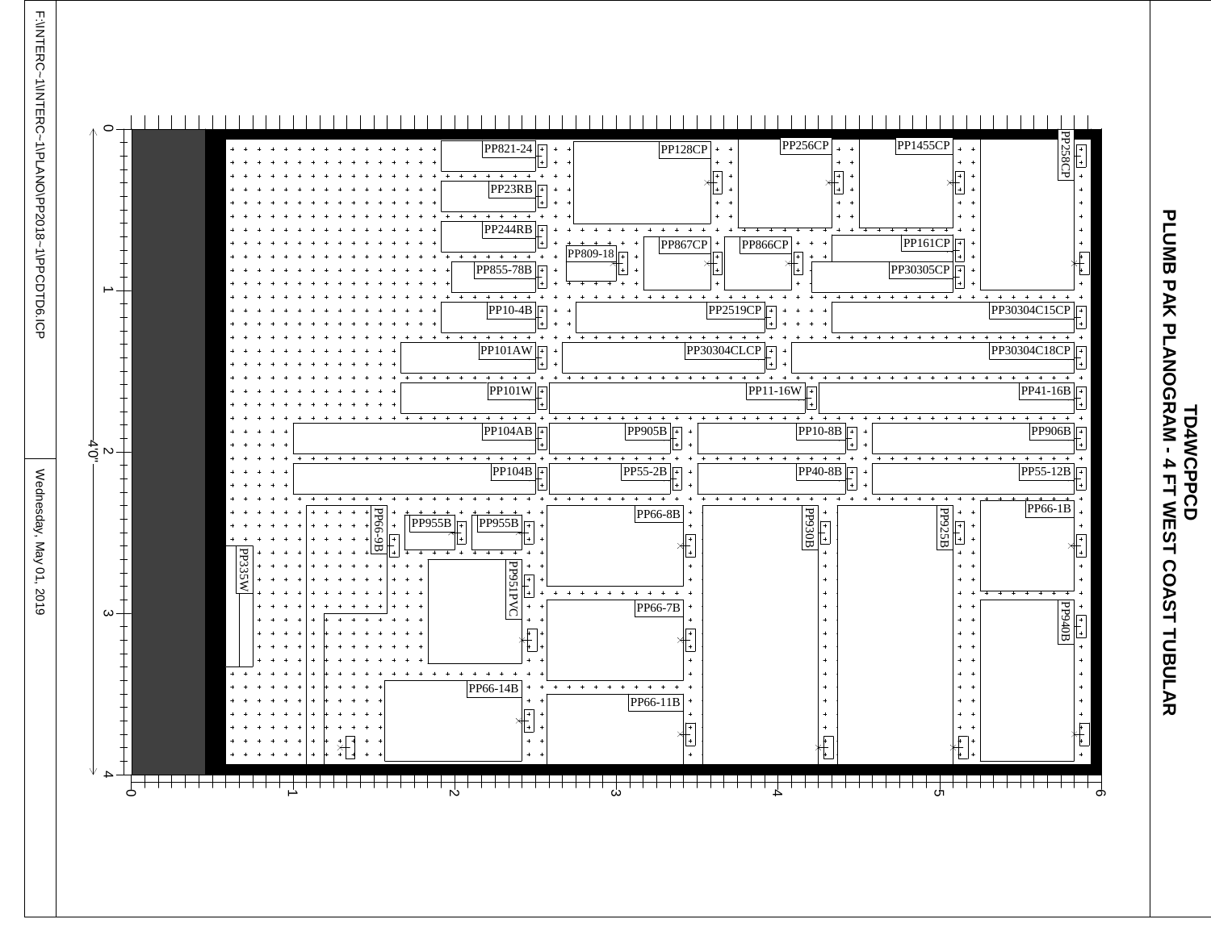# TD4WCPPCD

## PLUMB PAK PLANOGRAM - 4 FT WEST COAST TUBULAR

F:\INTERC~1\INTERC~1\PLANO\PP2018~1\PPCDTD6.ICP

Wednesday, May 01, 2019

4'0"

PP821-24
PP128CP
PP256CP
PP1455CP
PP258CP
PP23RB
PP244RB
PP809-18
PP867CP
PP866CP
PP161CP
PP855-78B
PP30305CP
PP10-4B
PP2519CP
PP30304C15CP
PP101AW
PP30304CLCP
PP30304C18CP
PP101W
PP11-16W
PP41-16B
PP104AB
PP905B
PP10-8B
PP906B
PP104B
PP55-2B
PP40-8B
PP55-12B
PP66-9B
PP955B
PP955B
PP66-8B
PP930B
PP925B
PP66-1B
PP335W
PP951PVC
PP66-7B
PP940B
PP66-14B
PP66-11B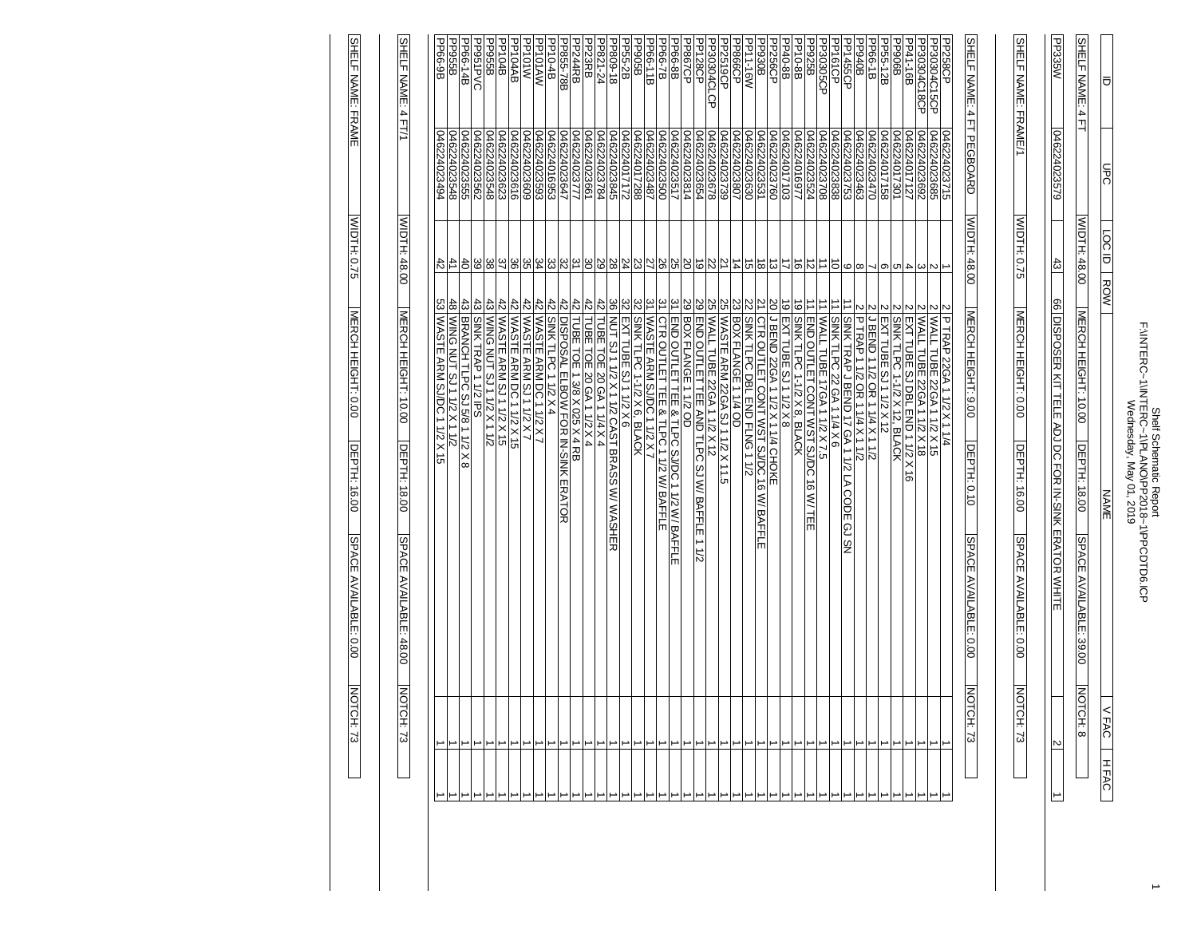# Shelf Schematic Report

F:\INTERC~1\PLANO\PP2018~1\PPCOTD6.ICP

Wednesday, May 01, 2019

| ID | UPC | LOC ID | ROW | NAME | V FAC | H FAC |
|---|---|---|---|---|---|---|
| SHELF NAME: 4 FT | WIDTH: 48.00 | MERCH HEIGHT: 10.00 | DEPTH: 18.00 | SPACE AVAILABLE: 39.00 | NOTCH: 8 | |
| PP35W | 046224023579 | 43 | 66 | DISPOSER KIT TELE ADJ DC FOR IN-SINK ERATOR WHITE | 2 | 1 |
| SHELF NAME: FRAME/1 | WIDTH: 0.75 | MERCH HEIGHT: 0.00 | DEPTH: 16.00 | SPACE AVAILABLE: 0.00 | NOTCH: 73 | |
| SHELF NAME: 4 FT PEGBOARD | WIDTH: 48.00 | MERCH HEIGHT: 9.00 | DEPTH: 0.10 | SPACE AVAILABLE: 0.00 | NOTCH: 73 | |
| PP258CP | 046224023715 | 1 | 2 | P TRAP 22GA 1 1/2 X 1 1/4 | 1 | 1 |
| PP30304C15CP | 046224023685 | 2 | 2 | WALL TUBE 22GA 1 1/2 X 15 | 1 | 1 |
| PP30304C18CP | 046224023692 | 3 | 2 | WALL TUBE 22GA 1 1/2 X 18 | 1 | 1 |
| PP41-16B | 046224017127 | 4 | 2 | EXT TUBE SJ DBL END 1 1/2 X 16 | 1 | 1 |
| PP906B | 046224017301 | 5 | 2 | SINK TLPC 1-1/2 X 12, BLACK | 1 | 1 |
| PP55-12B | 046224017158 | 6 | 2 | EXT TUBE SJ 1 1/2 X 12 | 1 | 1 |
| PP66-1B | 046224023470 | 7 | 2 | J BEND 1 1/2 OR 1 1/4 X 1 1/2 | 1 | 1 |
| PP940B | 046224023463 | 8 | 2 | P TRAP 1 1/2 OR 1 1/4 X 1 1/2 | 1 | 1 |
| PP1455CP | 046224023753 | 9 | 11 | SINK TRAP J BEND 17 GA 1 1/2 LA CODE GJ SN | 1 | 1 |
| PP161CP | 046224023838 | 10 | 11 | SINK TLPC 22 GA 1 1/4 X 6 | 1 | 1 |
| PP30305CP | 046224023708 | 11 | 11 | WALL TUBE 17GA 1 1/2 X 7.5 | 1 | 1 |
| PP925B | 046224023524 | 12 | 11 | END OUTLET CONT WST SJ/DC 16 W/ TEE | 1 | 1 |
| PP10-8B | 046224016977 | 16 | 19 | SINK TLPC 1-1/2 X 8, BLACK | 1 | 1 |
| PP40-8B | 046224017103 | 17 | 19 | EXT TUBE SJ 1 1/2 X 8 | 1 | 1 |
| PP256CP | 046224023760 | 13 | 20 | J BEND 22GA 1 1/2 X 1 1/4 CHOKE | 1 | 1 |
| PP930B | 046224023531 | 18 | 21 | CTR OUTLET CONT WST SJ/DC 16 W/ BAFFLE | 1 | 1 |
| PP11-16W | 046224023630 | 15 | 22 | SINK TLPC DBL END FLNG 1 1/2 | 1 | 1 |
| PP866CP | 046224023807 | 14 | 23 | BOX FLANGE 1 1/4 OD | 1 | 1 |
| PP2519CP | 046224023739 | 21 | 25 | WASTE ARM 22GA SJ 1 1/2 X 11.5 | 1 | 1 |
| PP30304CLCP | 046224023678 | 22 | 25 | WALL TUBE 22GA 1 1/2 X 12 | 1 | 1 |
| PP128CP | 046224023654 | 19 | 29 | END OUTLET TEE AND TLPC SJ W/ BAFFLE 1 1/2 | 1 | 1 |
| PP867CP | 046224023814 | 20 | 29 | BOX FLANGE 1 1/2 OD | 1 | 1 |
| PP66-8B | 046224023517 | 25 | 31 | END OUTLET TEE & TLPC SJ/DC 1 1/2 W/ BAFFLE | 1 | 1 |
| PP66-7B | 046224023500 | 26 | 31 | CTR OUTLET TEE & TLPC 1 1/2 W/ BAFFLE | 1 | 1 |
| PP66-11B | 046224023487 | 27 | 31 | WASTE ARM SJ/DC 1 1/2 X 7 | 1 | 1 |
| PP905B | 046224017288 | 23 | 32 | SINK TLPC 1-1/2 X 6, BLACK | 1 | 1 |
| PP55-2B | 046224017172 | 24 | 32 | EXT TUBE SJ 1 1/2 X 6 | 1 | 1 |
| PP809-18 | 046224023845 | 28 | 36 | NUT SJ 1 1/2 X 1 1/2 CAST BRASS W/ WASHER | 1 | 1 |
| PP821-24 | 046224023784 | 29 | 42 | TUBE TOE 20 GA 1 1/4 X 4 | 1 | 1 |
| PP23RB | 046224023661 | 30 | 42 | TUBE TOE 20 GA 1 1/2 X 4 | 1 | 1 |
| PP244RB | 046224023777 | 31 | 42 | TUBE TOE 1 3/8 X 025 X 4 RB | 1 | 1 |
| PP855-78B | 046224023647 | 32 | 42 | DISPOSAL ELBOW FOR IN-SINK ERATOR | 1 | 1 |
| PP10-4B | 046224016953 | 33 | 42 | SINK TLPC 1 1/2 X 4 | 1 | 1 |
| PP101AW | 046224023593 | 34 | 42 | WASTE ARM DC 1 1/2 X 7 | 1 | 1 |
| PP101W | 046224023609 | 35 | 42 | WASTE ARM SJ 1 1/2 X 7 | 1 | 1 |
| PP104AB | 046224023616 | 36 | 42 | WASTE ARM DC 1 1/2 X 15 | 1 | 1 |
| PP104B | 046224023623 | 37 | 42 | WASTE ARM SJ 1 1/2 X 15 | 1 | 1 |
| PP955B | 046224023548 | 38 | 43 | WING NUT SJ 1 1/2 X 1 1/2 | 1 | 1 |
| PP951PVC | 046224023562 | 39 | 43 | SINK TRAP 1 1/2 IPS | 1 | 1 |
| PP66-14B | 046224023555 | 40 | 43 | BRANCH TLPC SJ 5/8 1 1/2 X 8 | 1 | 1 |
| PP955B | 046224023548 | 41 | 48 | WING NUT SJ 1 1/2 X 1 1/2 | 1 | 1 |
| PP66-9B | 046224023494 | 42 | 53 | WASTE ARM SJ/DC 1 1/2 X 15 | 1 | 1 |
| SHELF NAME: 4 FT/1 | WIDTH: 48.00 | MERCH HEIGHT: 10.00 | DEPTH: 18.00 | SPACE AVAILABLE: 48.00 | NOTCH: 73 | |
| SHELF NAME: FRAME | WIDTH: 0.75 | MERCH HEIGHT: 0.00 | DEPTH: 16.00 | SPACE AVAILABLE: 0.00 | NOTCH: 73 | |